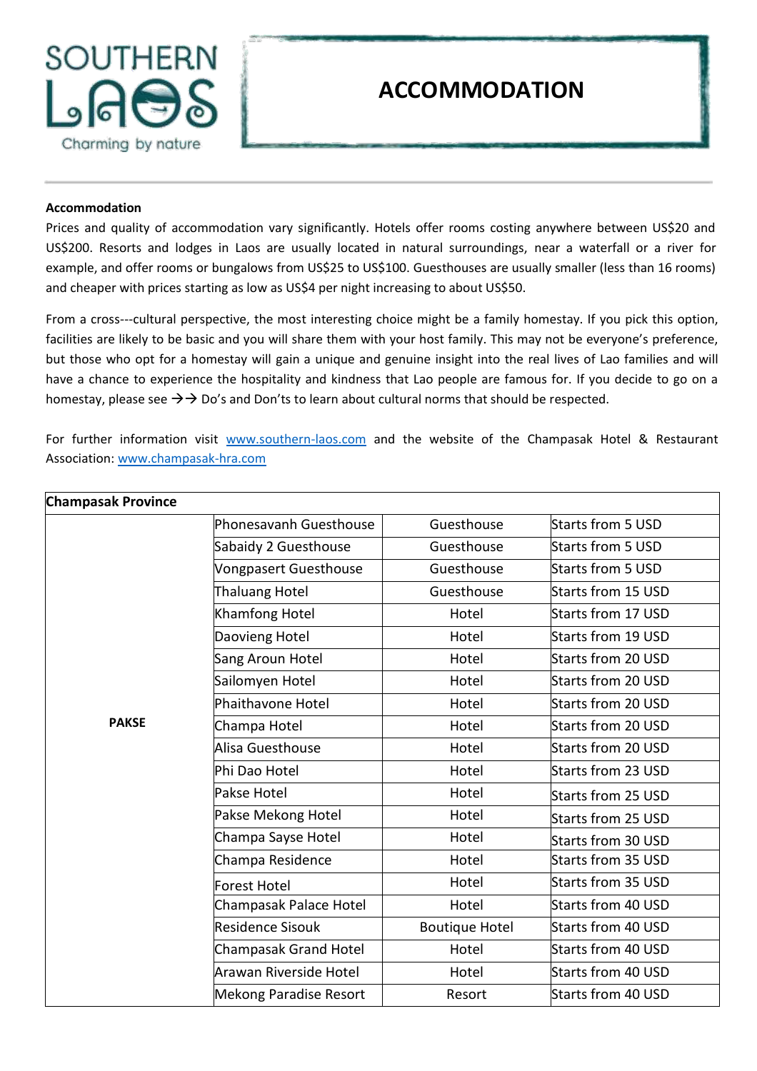# ACCOMMODATION

**Accommodation**

Prices and quality of accommodation vary significantly. Hotels offer rooms costing anywhere between US$20 and US$200. Resorts and lodges in Laos are usually located in natural surroundings, near a waterfall or a river for example, and offer rooms or bungalows from US$25 to US$100. Guesthouses are usually smaller (less than 16 rooms) and cheaper with prices starting as low as US$4 per night increasing to about US$50.

From a cross---cultural perspective, the most interesting choice might be a family homestay. If you pick this option, facilities are likely to be basic and you will share them with your host family. This may not be everyone's preference, but those who opt for a homestay will gain a unique and genuine insight into the real lives of Lao families and will have a chance to experience the hospitality and kindness that Lao people are famous for. If you decide to go on a homestay, please see →→ Do's and Don'ts to learn about cultural norms that should be respected.

For further information visit www.southern-laos.com and the website of the Champasak Hotel & Restaurant Association: www.champasak-hra.com

| **Champasak Province** | | | |
|---|---|---|---|
| **PAKSE** | Phonesavanh Guesthouse | Guesthouse | Starts from 5 USD |
| | Sabaidy 2 Guesthouse | Guesthouse | Starts from 5 USD |
| | Vongpasert Guesthouse | Guesthouse | Starts from 5 USD |
| | Thaluang Hotel | Guesthouse | Starts from 15 USD |
| | Khamfong Hotel | Hotel | Starts from 17 USD |
| | Daovieng Hotel | Hotel | Starts from 19 USD |
| | Sang Aroun Hotel | Hotel | Starts from 20 USD |
| | Sailomyen Hotel | Hotel | Starts from 20 USD |
| | Phaithavone Hotel | Hotel | Starts from 20 USD |
| | Champa Hotel | Hotel | Starts from 20 USD |
| | Alisa Guesthouse | Hotel | Starts from 20 USD |
| | Phi Dao Hotel | Hotel | Starts from 23 USD |
| | Pakse Hotel | Hotel | Starts from 25 USD |
| | Pakse Mekong Hotel | Hotel | Starts from 25 USD |
| | Champa Sayse Hotel | Hotel | Starts from 30 USD |
| | Champa Residence | Hotel | Starts from 35 USD |
| | Forest Hotel | Hotel | Starts from 35 USD |
| | Champasak Palace Hotel | Hotel | Starts from 40 USD |
| | Residence Sisouk | Boutique Hotel | Starts from 40 USD |
| | Champasak Grand Hotel | Hotel | Starts from 40 USD |
| | Arawan Riverside Hotel | Hotel | Starts from 40 USD |
| | Mekong Paradise Resort | Resort | Starts from 40 USD |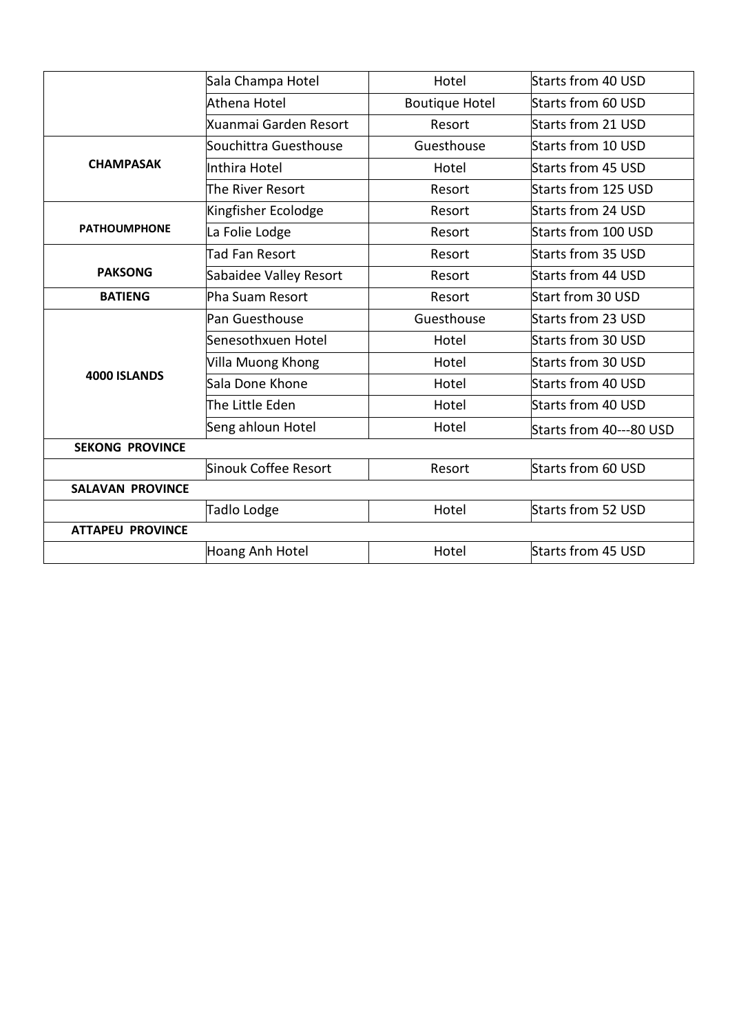| | | | |
|---|---|---|---|
| | Sala Champa Hotel | Hotel | Starts from 40 USD |
| | Athena Hotel | Boutique Hotel | Starts from 60 USD |
| | Xuanmai Garden Resort | Resort | Starts from 21 USD |
| **CHAMPASAK** | Souchittra Guesthouse | Guesthouse | Starts from 10 USD |
| | Inthira Hotel | Hotel | Starts from 45 USD |
| | The River Resort | Resort | Starts from 125 USD |
| **PATHOUMPHONE** | Kingfisher Ecolodge | Resort | Starts from 24 USD |
| | La Folie Lodge | Resort | Starts from 100 USD |
| **PAKSONG** | Tad Fan Resort | Resort | Starts from 35 USD |
| | Sabaidee Valley Resort | Resort | Starts from 44 USD |
| **BATIENG** | Pha Suam Resort | Resort | Start from 30 USD |
| **4000 ISLANDS** | Pan Guesthouse | Guesthouse | Starts from 23 USD |
| | Senesothxuen Hotel | Hotel | Starts from 30 USD |
| | Villa Muong Khong | Hotel | Starts from 30 USD |
| | Sala Done Khone | Hotel | Starts from 40 USD |
| | The Little Eden | Hotel | Starts from 40 USD |
| | Seng ahloun Hotel | Hotel | Starts from 40---80 USD |
| **SEKONG PROVINCE** | | | |
| | Sinouk Coffee Resort | Resort | Starts from 60 USD |
| **SALAVAN PROVINCE** | | | |
| | Tadlo Lodge | Hotel | Starts from 52 USD |
| **ATTAPEU PROVINCE** | | | |
| | Hoang Anh Hotel | Hotel | Starts from 45 USD |